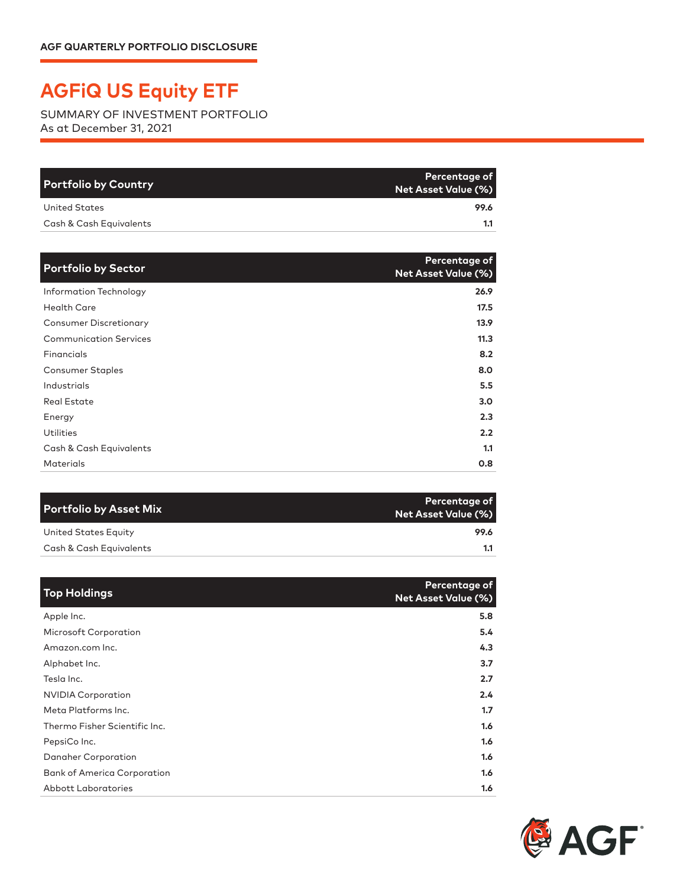AGF QUARTERLY PORTFOLIO DISCLOSURE

# AGFiQ US Equity ETF

SUMMARY OF INVESTMENT PORTFOLIO
As at December 31, 2021

| Portfolio by Country | Percentage of Net Asset Value (%) |
|---|---|
| United States | 99.6 |
| Cash & Cash Equivalents | 1.1 |

| Portfolio by Sector | Percentage of Net Asset Value (%) |
|---|---|
| Information Technology | 26.9 |
| Health Care | 17.5 |
| Consumer Discretionary | 13.9 |
| Communication Services | 11.3 |
| Financials | 8.2 |
| Consumer Staples | 8.0 |
| Industrials | 5.5 |
| Real Estate | 3.0 |
| Energy | 2.3 |
| Utilities | 2.2 |
| Cash & Cash Equivalents | 1.1 |
| Materials | 0.8 |

| Portfolio by Asset Mix | Percentage of Net Asset Value (%) |
|---|---|
| United States Equity | 99.6 |
| Cash & Cash Equivalents | 1.1 |

| Top Holdings | Percentage of Net Asset Value (%) |
|---|---|
| Apple Inc. | 5.8 |
| Microsoft Corporation | 5.4 |
| Amazon.com Inc. | 4.3 |
| Alphabet Inc. | 3.7 |
| Tesla Inc. | 2.7 |
| NVIDIA Corporation | 2.4 |
| Meta Platforms Inc. | 1.7 |
| Thermo Fisher Scientific Inc. | 1.6 |
| PepsiCo Inc. | 1.6 |
| Danaher Corporation | 1.6 |
| Bank of America Corporation | 1.6 |
| Abbott Laboratories | 1.6 |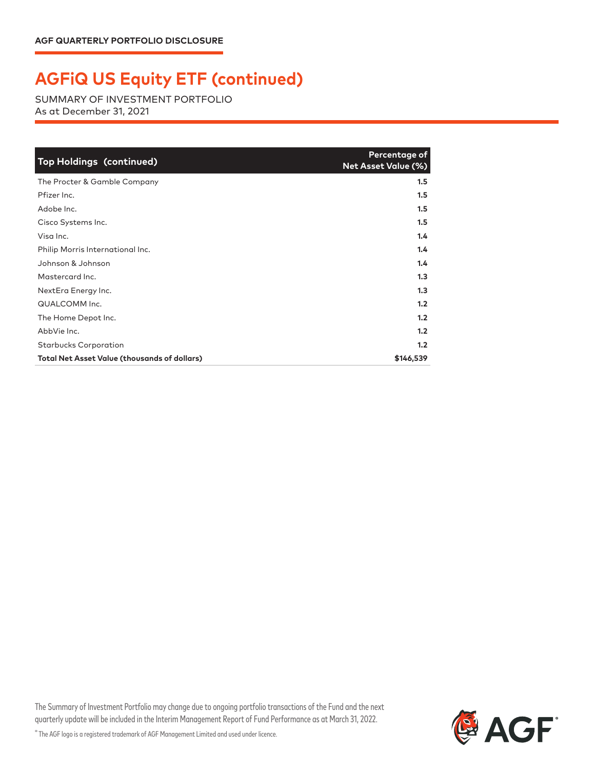**AGF QUARTERLY PORTFOLIO DISCLOSURE**

# AGFiQ US Equity ETF (continued)

SUMMARY OF INVESTMENT PORTFOLIO
As at December 31, 2021

| Top Holdings (continued) | Percentage of Net Asset Value (%) |
|---|---|
| The Procter & Gamble Company | **1.5** |
| Pfizer Inc. | **1.5** |
| Adobe Inc. | **1.5** |
| Cisco Systems Inc. | **1.5** |
| Visa Inc. | **1.4** |
| Philip Morris International Inc. | **1.4** |
| Johnson & Johnson | **1.4** |
| Mastercard Inc. | **1.3** |
| NextEra Energy Inc. | **1.3** |
| QUALCOMM Inc. | **1.2** |
| The Home Depot Inc. | **1.2** |
| AbbVie Inc. | **1.2** |
| Starbucks Corporation | **1.2** |
| **Total Net Asset Value (thousands of dollars)** | **$146,539** |

The Summary of Investment Portfolio may change due to ongoing portfolio transactions of the Fund and the next quarterly update will be included in the Interim Management Report of Fund Performance as at March 31, 2022.

® The AGF logo is a registered trademark of AGF Management Limited and used under licence.